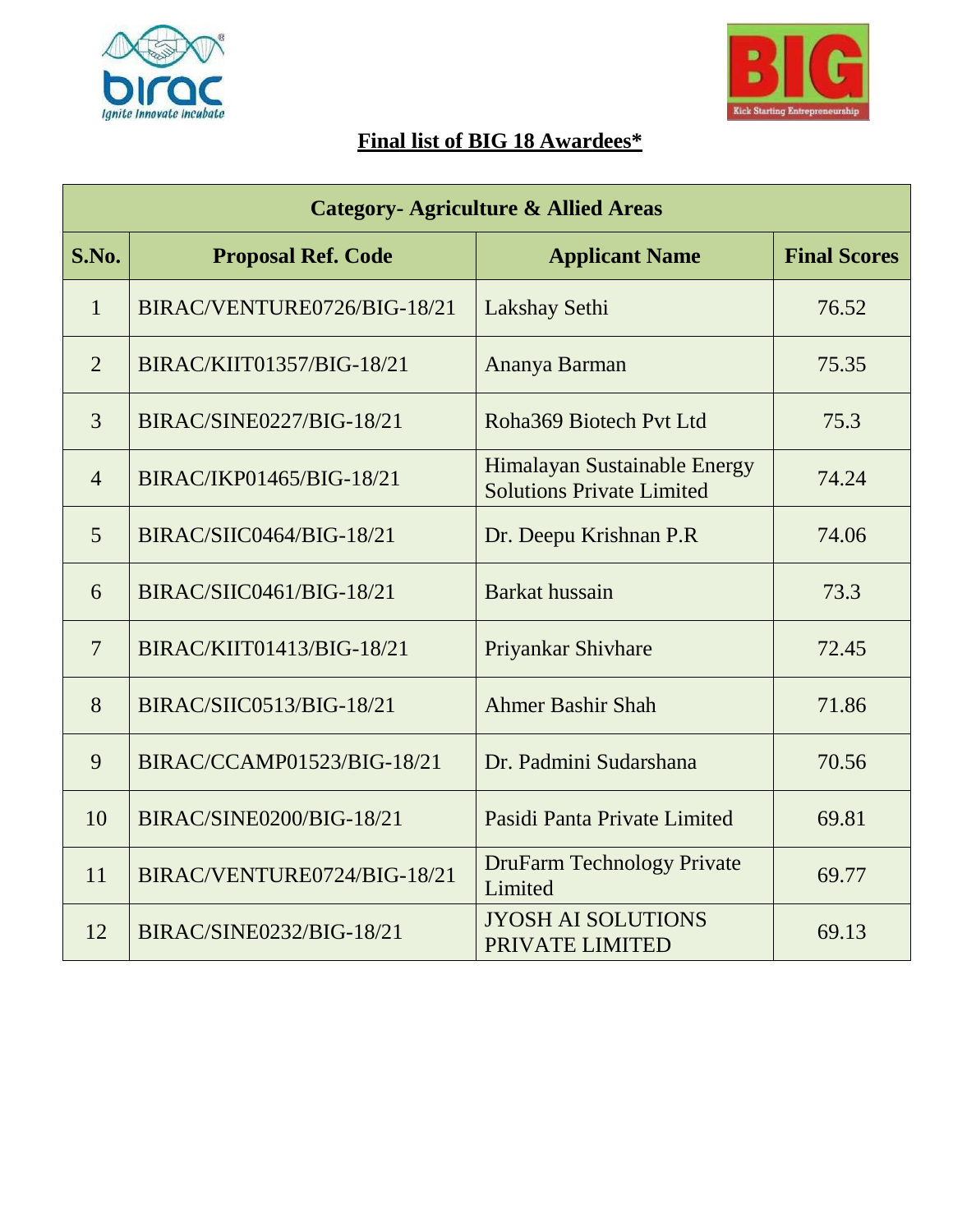# Final list of BIG 18 Awardees*

| Category- Agriculture & Allied Areas | | | |
|---|---|---|---|
| **S.No.** | **Proposal Ref. Code** | **Applicant Name** | **Final Scores** |
| 1 | BIRAC/VENTURE0726/BIG-18/21 | Lakshay Sethi | 76.52 |
| 2 | BIRAC/KIIT01357/BIG-18/21 | Ananya Barman | 75.35 |
| 3 | BIRAC/SINE0227/BIG-18/21 | Roha369 Biotech Pvt Ltd | 75.3 |
| 4 | BIRAC/IKP01465/BIG-18/21 | Himalayan Sustainable Energy Solutions Private Limited | 74.24 |
| 5 | BIRAC/SIIC0464/BIG-18/21 | Dr. Deepu Krishnan P.R | 74.06 |
| 6 | BIRAC/SIIC0461/BIG-18/21 | Barkat hussain | 73.3 |
| 7 | BIRAC/KIIT01413/BIG-18/21 | Priyankar Shivhare | 72.45 |
| 8 | BIRAC/SIIC0513/BIG-18/21 | Ahmer Bashir Shah | 71.86 |
| 9 | BIRAC/CCAMP01523/BIG-18/21 | Dr. Padmini Sudarshana | 70.56 |
| 10 | BIRAC/SINE0200/BIG-18/21 | Pasidi Panta Private Limited | 69.81 |
| 11 | BIRAC/VENTURE0724/BIG-18/21 | DruFarm Technology Private Limited | 69.77 |
| 12 | BIRAC/SINE0232/BIG-18/21 | JYOSH AI SOLUTIONS PRIVATE LIMITED | 69.13 |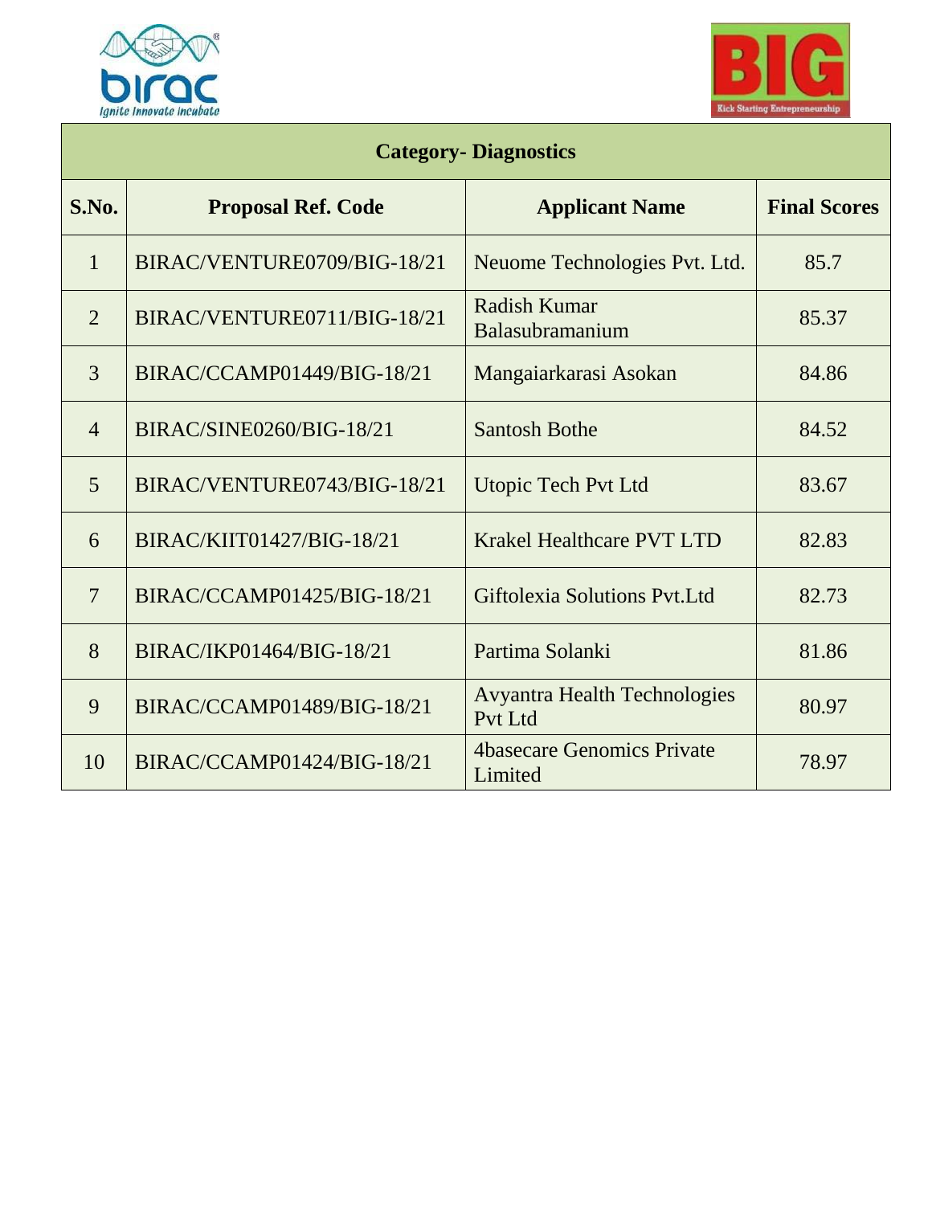| Category- Diagnostics | | | |
|---|---|---|---|
| **S.No.** | **Proposal Ref. Code** | **Applicant Name** | **Final Scores** |
| 1 | BIRAC/VENTURE0709/BIG-18/21 | Neuome Technologies Pvt. Ltd. | 85.7 |
| 2 | BIRAC/VENTURE0711/BIG-18/21 | Radish Kumar Balasubramanium | 85.37 |
| 3 | BIRAC/CCAMP01449/BIG-18/21 | Mangaiarkarasi Asokan | 84.86 |
| 4 | BIRAC/SINE0260/BIG-18/21 | Santosh Bothe | 84.52 |
| 5 | BIRAC/VENTURE0743/BIG-18/21 | Utopic Tech Pvt Ltd | 83.67 |
| 6 | BIRAC/KIIT01427/BIG-18/21 | Krakel Healthcare PVT LTD | 82.83 |
| 7 | BIRAC/CCAMP01425/BIG-18/21 | Giftolexia Solutions Pvt.Ltd | 82.73 |
| 8 | BIRAC/IKP01464/BIG-18/21 | Partima Solanki | 81.86 |
| 9 | BIRAC/CCAMP01489/BIG-18/21 | Avyantra Health Technologies Pvt Ltd | 80.97 |
| 10 | BIRAC/CCAMP01424/BIG-18/21 | 4basecare Genomics Private Limited | 78.97 |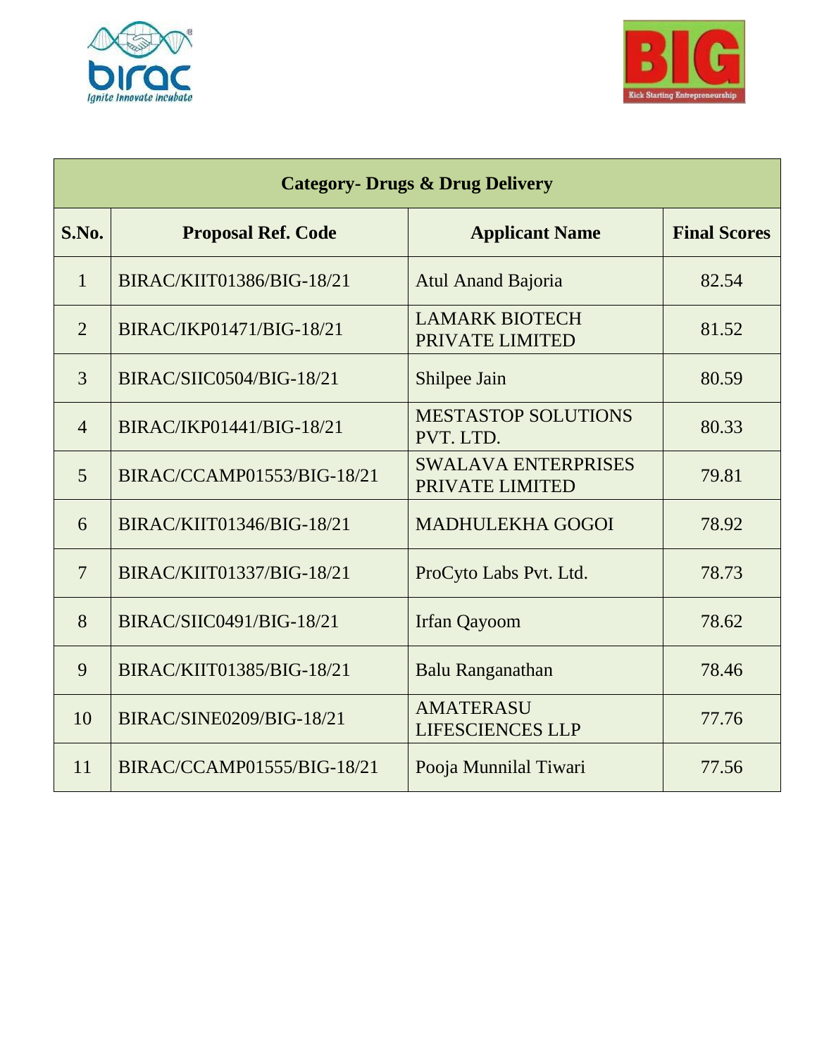| Category- Drugs & Drug Delivery | | | |
|---|---|---|---|
| **S.No.** | **Proposal Ref. Code** | **Applicant Name** | **Final Scores** |
| 1 | BIRAC/KIIT01386/BIG-18/21 | Atul Anand Bajoria | 82.54 |
| 2 | BIRAC/IKP01471/BIG-18/21 | LAMARK BIOTECH PRIVATE LIMITED | 81.52 |
| 3 | BIRAC/SIIC0504/BIG-18/21 | Shilpee Jain | 80.59 |
| 4 | BIRAC/IKP01441/BIG-18/21 | MESTASTOP SOLUTIONS PVT. LTD. | 80.33 |
| 5 | BIRAC/CCAMP01553/BIG-18/21 | SWALAVA ENTERPRISES PRIVATE LIMITED | 79.81 |
| 6 | BIRAC/KIIT01346/BIG-18/21 | MADHULEKHA GOGOI | 78.92 |
| 7 | BIRAC/KIIT01337/BIG-18/21 | ProCyto Labs Pvt. Ltd. | 78.73 |
| 8 | BIRAC/SIIC0491/BIG-18/21 | Irfan Qayoom | 78.62 |
| 9 | BIRAC/KIIT01385/BIG-18/21 | Balu Ranganathan | 78.46 |
| 10 | BIRAC/SINE0209/BIG-18/21 | AMATERASU LIFESCIENCES LLP | 77.76 |
| 11 | BIRAC/CCAMP01555/BIG-18/21 | Pooja Munnilal Tiwari | 77.56 |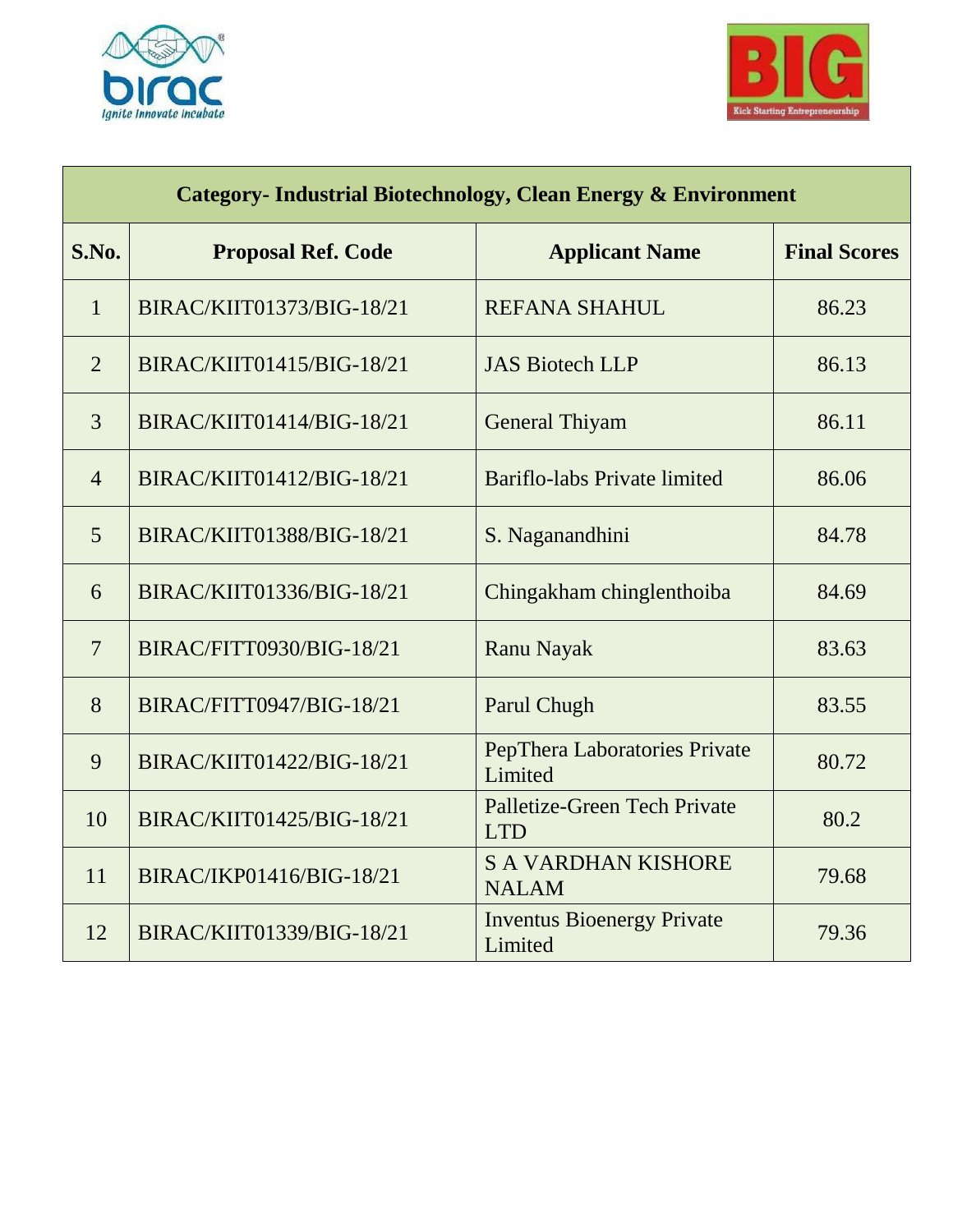| Category- Industrial Biotechnology, Clean Energy & Environment | | | |
|---|---|---|---|
| **S.No.** | **Proposal Ref. Code** | **Applicant Name** | **Final Scores** |
| 1 | BIRAC/KIIT01373/BIG-18/21 | REFANA SHAHUL | 86.23 |
| 2 | BIRAC/KIIT01415/BIG-18/21 | JAS Biotech LLP | 86.13 |
| 3 | BIRAC/KIIT01414/BIG-18/21 | General Thiyam | 86.11 |
| 4 | BIRAC/KIIT01412/BIG-18/21 | Bariflo-labs Private limited | 86.06 |
| 5 | BIRAC/KIIT01388/BIG-18/21 | S. Naganandhini | 84.78 |
| 6 | BIRAC/KIIT01336/BIG-18/21 | Chingakham chinglenthoiba | 84.69 |
| 7 | BIRAC/FITT0930/BIG-18/21 | Ranu Nayak | 83.63 |
| 8 | BIRAC/FITT0947/BIG-18/21 | Parul Chugh | 83.55 |
| 9 | BIRAC/KIIT01422/BIG-18/21 | PepThera Laboratories Private Limited | 80.72 |
| 10 | BIRAC/KIIT01425/BIG-18/21 | Palletize-Green Tech Private LTD | 80.2 |
| 11 | BIRAC/IKP01416/BIG-18/21 | S A VARDHAN KISHORE NALAM | 79.68 |
| 12 | BIRAC/KIIT01339/BIG-18/21 | Inventus Bioenergy Private Limited | 79.36 |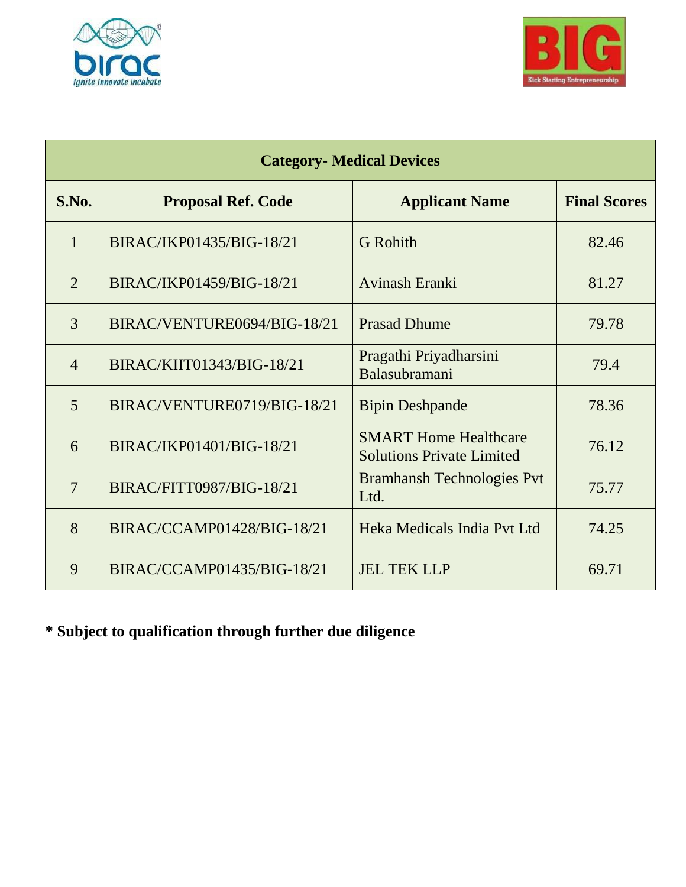| Category- Medical Devices | | | |
|---|---|---|---|
| **S.No.** | **Proposal Ref. Code** | **Applicant Name** | **Final Scores** |
| 1 | BIRAC/IKP01435/BIG-18/21 | G Rohith | 82.46 |
| 2 | BIRAC/IKP01459/BIG-18/21 | Avinash Eranki | 81.27 |
| 3 | BIRAC/VENTURE0694/BIG-18/21 | Prasad Dhume | 79.78 |
| 4 | BIRAC/KIIT01343/BIG-18/21 | Pragathi Priyadharsini Balasubramani | 79.4 |
| 5 | BIRAC/VENTURE0719/BIG-18/21 | Bipin Deshpande | 78.36 |
| 6 | BIRAC/IKP01401/BIG-18/21 | SMART Home Healthcare Solutions Private Limited | 76.12 |
| 7 | BIRAC/FITT0987/BIG-18/21 | Bramhansh Technologies Pvt Ltd. | 75.77 |
| 8 | BIRAC/CCAMP01428/BIG-18/21 | Heka Medicals India Pvt Ltd | 74.25 |
| 9 | BIRAC/CCAMP01435/BIG-18/21 | JEL TEK LLP | 69.71 |

**\* Subject to qualification through further due diligence**